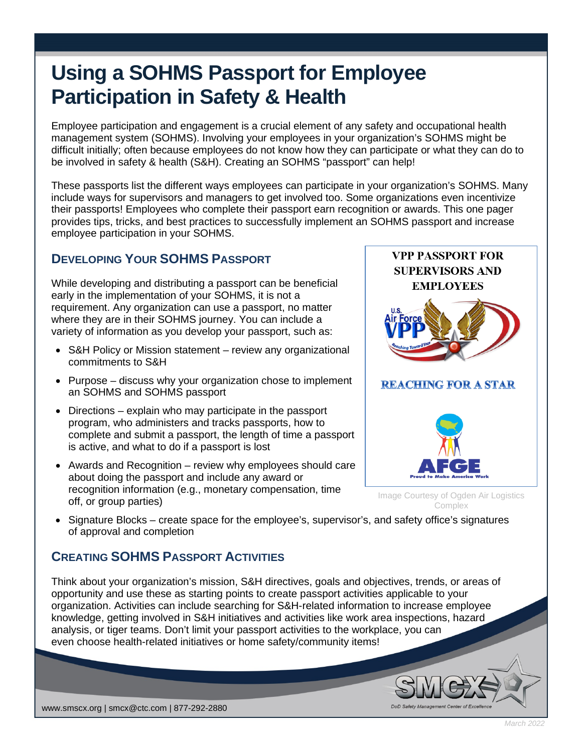# Using a SOHMS Passport for Employee Participation in Safety & Health

Employee participation and engagement is a crucial element of any safety and occupational health management system (SOHMS). Involving your employees in your organization's SOHMS might be difficult initially; often because employees do not know how they can participate or what they can do to be involved in safety & health (S&H). Creating an SOHMS "passport" can help!

These passports list the different ways employees can participate in your organization's SOHMS. Many include ways for supervisors and managers to get involved too. Some organizations even incentivize their passports! Employees who complete their passport earn recognition or awards. This one pager provides tips, tricks, and best practices to successfully implement an SOHMS passport and increase employee participation in your SOHMS.

## Developing Your SOHMS Passport

While developing and distributing a passport can be beneficial early in the implementation of your SOHMS, it is not a requirement. Any organization can use a passport, no matter where they are in their SOHMS journey. You can include a variety of information as you develop your passport, such as:

- S&H Policy or Mission statement – review any organizational commitments to S&H
- Purpose – discuss why your organization chose to implement an SOHMS and SOHMS passport
- Directions – explain who may participate in the passport program, who administers and tracks passports, how to complete and submit a passport, the length of time a passport is active, and what to do if a passport is lost
- Awards and Recognition – review why employees should care about doing the passport and include any award or recognition information (e.g., monetary compensation, time off, or group parties)
- Signature Blocks – create space for the employee's, supervisor's, and safety office's signatures of approval and completion

VPP PASSPORT FOR SUPERVISORS AND EMPLOYEES

REACHING FOR A STAR

Image Courtesy of Ogden Air Logistics Complex

## Creating SOHMS Passport Activities

Think about your organization's mission, S&H directives, goals and objectives, trends, or areas of opportunity and use these as starting points to create passport activities applicable to your organization. Activities can include searching for S&H-related information to increase employee knowledge, getting involved in S&H initiatives and activities like work area inspections, hazard analysis, or tiger teams. Don't limit your passport activities to the workplace, you can even choose health-related initiatives or home safety/community items!

www.smscx.org | smcx@ctc.com | 877-292-2880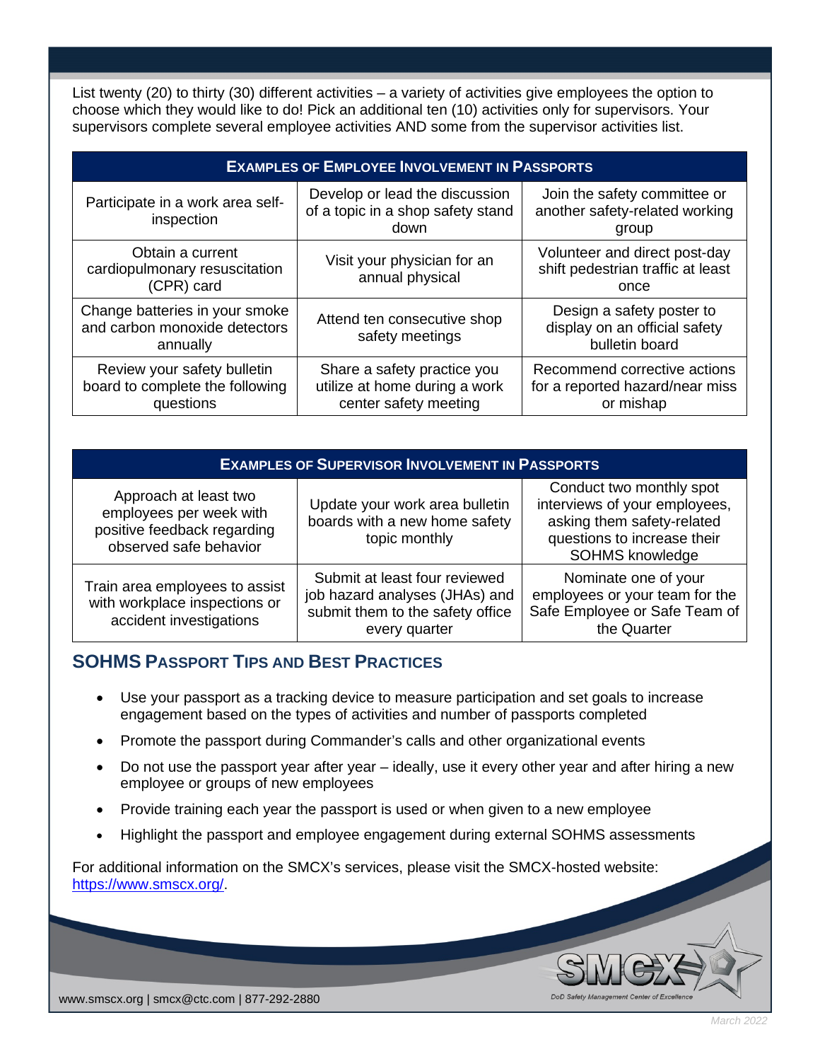List twenty (20) to thirty (30) different activities – a variety of activities give employees the option to choose which they would like to do! Pick an additional ten (10) activities only for supervisors. Your supervisors complete several employee activities AND some from the supervisor activities list.

| **Examples of Employee Involvement in Passports** | | |
|---|---|---|
| Participate in a work area self-inspection | Develop or lead the discussion of a topic in a shop safety stand down | Join the safety committee or another safety-related working group |
| Obtain a current cardiopulmonary resuscitation (CPR) card | Visit your physician for an annual physical | Volunteer and direct post-day shift pedestrian traffic at least once |
| Change batteries in your smoke and carbon monoxide detectors annually | Attend ten consecutive shop safety meetings | Design a safety poster to display on an official safety bulletin board |
| Review your safety bulletin board to complete the following questions | Share a safety practice you utilize at home during a work center safety meeting | Recommend corrective actions for a reported hazard/near miss or mishap |

| **Examples of Supervisor Involvement in Passports** | | |
|---|---|---|
| Approach at least two employees per week with positive feedback regarding observed safe behavior | Update your work area bulletin boards with a new home safety topic monthly | Conduct two monthly spot interviews of your employees, asking them safety-related questions to increase their SOHMS knowledge |
| Train area employees to assist with workplace inspections or accident investigations | Submit at least four reviewed job hazard analyses (JHAs) and submit them to the safety office every quarter | Nominate one of your employees or your team for the Safe Employee or Safe Team of the Quarter |

## SOHMS Passport Tips and Best Practices

- Use your passport as a tracking device to measure participation and set goals to increase engagement based on the types of activities and number of passports completed
- Promote the passport during Commander's calls and other organizational events
- Do not use the passport year after year – ideally, use it every other year and after hiring a new employee or groups of new employees
- Provide training each year the passport is used or when given to a new employee
- Highlight the passport and employee engagement during external SOHMS assessments

For additional information on the SMCX's services, please visit the SMCX-hosted website: [https://www.smscx.org/](https://www.smscx.org/).

www.smcx.org | smcx@ctc.com | 877-292-2880

SMCX DoD Safety Management Center of Excellence

March 2022